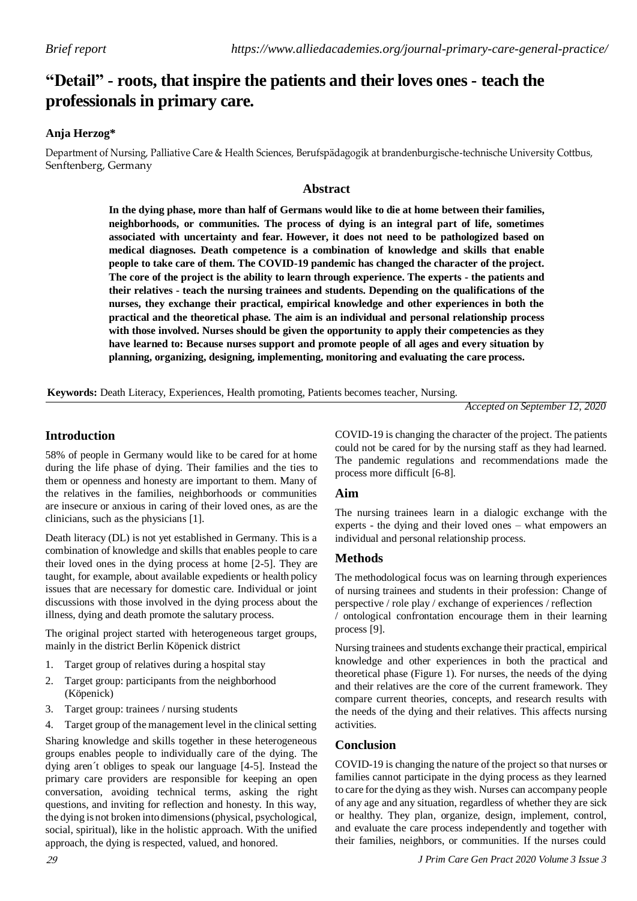*Brief report*

*https://www.alliedacademies.org/journal-primary-care-general-practice/*

# "Detail" - roots, that inspire the patients and their loves ones - teach the professionals in primary care.

**Anja Herzog***

Department of Nursing, Palliative Care & Health Sciences, Berufspädagogik at brandenburgische-technische University Cottbus, Senftenberg, Germany

## Abstract

**In the dying phase, more than half of Germans would like to die at home between their families, neighborhoods, or communities. The process of dying is an integral part of life, sometimes associated with uncertainty and fear. However, it does not need to be pathologized based on medical diagnoses. Death competence is a combination of knowledge and skills that enable people to take care of them. The COVID-19 pandemic has changed the character of the project. The core of the project is the ability to learn through experience. The experts - the patients and their relatives - teach the nursing trainees and students. Depending on the qualifications of the nurses, they exchange their practical, empirical knowledge and other experiences in both the practical and the theoretical phase. The aim is an individual and personal relationship process with those involved. Nurses should be given the opportunity to apply their competencies as they have learned to: Because nurses support and promote people of all ages and every situation by planning, organizing, designing, implementing, monitoring and evaluating the care process.**

**Keywords:** Death Literacy, Experiences, Health promoting, Patients becomes teacher, Nursing.

*Accepted on September 12, 2020*

## Introduction

58% of people in Germany would like to be cared for at home during the life phase of dying. Their families and the ties to them or openness and honesty are important to them. Many of the relatives in the families, neighborhoods or communities are insecure or anxious in caring of their loved ones, as are the clinicians, such as the physicians [1].

Death literacy (DL) is not yet established in Germany. This is a combination of knowledge and skills that enables people to care their loved ones in the dying process at home [2-5]. They are taught, for example, about available expedients or health policy issues that are necessary for domestic care. Individual or joint discussions with those involved in the dying process about the illness, dying and death promote the salutary process.

The original project started with heterogeneous target groups, mainly in the district Berlin Köpenick district

1. Target group of relatives during a hospital stay
2. Target group: participants from the neighborhood (Köpenick)
3. Target group: trainees / nursing students
4. Target group of the management level in the clinical setting

Sharing knowledge and skills together in these heterogeneous groups enables people to individually care of the dying. The dying aren´t obliges to speak our language [4-5]. Instead the primary care providers are responsible for keeping an open conversation, avoiding technical terms, asking the right questions, and inviting for reflection and honesty. In this way, the dying is not broken into dimensions (physical, psychological, social, spiritual), like in the holistic approach. With the unified approach, the dying is respected, valued, and honored.

COVID-19 is changing the character of the project. The patients could not be cared for by the nursing staff as they had learned. The pandemic regulations and recommendations made the process more difficult [6-8].

## Aim

The nursing trainees learn in a dialogic exchange with the experts - the dying and their loved ones – what empowers an individual and personal relationship process.

## Methods

The methodological focus was on learning through experiences of nursing trainees and students in their profession: Change of perspective / role play / exchange of experiences / reflection / ontological confrontation encourage them in their learning process [9].

Nursing trainees and students exchange their practical, empirical knowledge and other experiences in both the practical and theoretical phase (Figure 1). For nurses, the needs of the dying and their relatives are the core of the current framework. They compare current theories, concepts, and research results with the needs of the dying and their relatives. This affects nursing activities.

## Conclusion

COVID-19 is changing the nature of the project so that nurses or families cannot participate in the dying process as they learned to care for the dying as they wish. Nurses can accompany people of any age and any situation, regardless of whether they are sick or healthy. They plan, organize, design, implement, control, and evaluate the care process independently and together with their families, neighbors, or communities. If the nurses could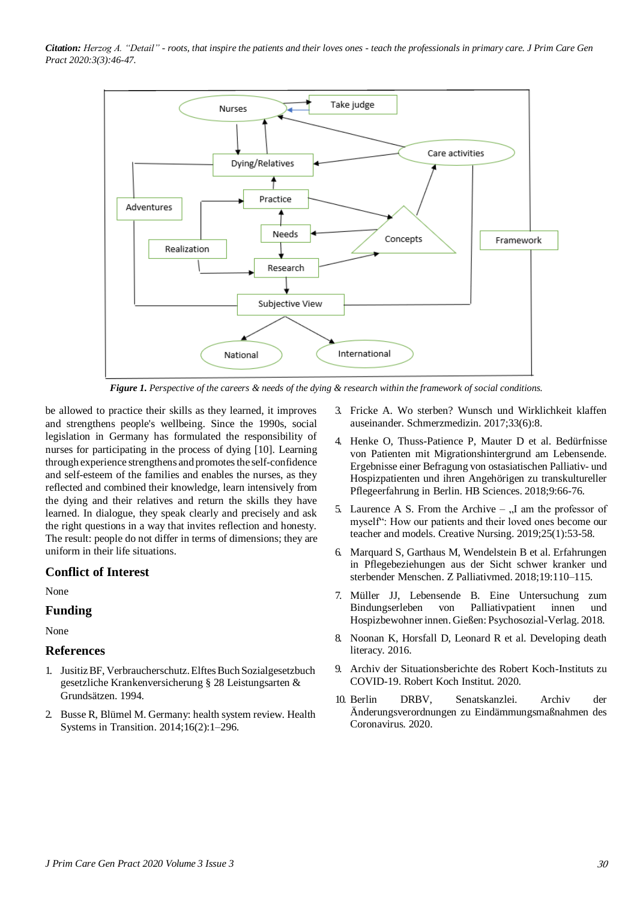*Citation:* *Herzog A. "Detail" - roots, that inspire the patients and their loves ones - teach the professionals in primary care. J Prim Care Gen Pract 2020:3(3):46-47.*

Nurses
Take judge
Care activities
Dying/Relatives
Adventures
Practice
Needs
Concepts
Framework
Realization
Research
Subjective View
National
International

***Figure 1.*** *Perspective of the careers & needs of the dying & research within the framework of social conditions.*

be allowed to practice their skills as they learned, it improves and strengthens people's wellbeing. Since the 1990s, social legislation in Germany has formulated the responsibility of nurses for participating in the process of dying [10]. Learning through experience strengthens and promotes the self-confidence and self-esteem of the families and enables the nurses, as they reflected and combined their knowledge, learn intensively from the dying and their relatives and return the skills they have learned. In dialogue, they speak clearly and precisely and ask the right questions in a way that invites reflection and honesty. The result: people do not differ in terms of dimensions; they are uniform in their life situations.

## Conflict of Interest

None

## Funding

None

## References

1. Jusitiz BF, Verbraucherschutz. Elftes Buch Sozialgesetzbuch gesetzliche Krankenversicherung § 28 Leistungsarten & Grundsätzen. 1994.
2. Busse R, Blümel M. Germany: health system review. Health Systems in Transition. 2014;16(2):1–296.
3. Fricke A. Wo sterben? Wunsch und Wirklichkeit klaffen auseinander. Schmerzmedizin. 2017;33(6):8.
4. Henke O, Thuss-Patience P, Mauter D et al. Bedürfnisse von Patienten mit Migrationshintergrund am Lebensende. Ergebnisse einer Befragung von ostasiatischen Palliativ- und Hospizpatienten und ihren Angehörigen zu transkultureller Pflegeerfahrung in Berlin. HB Sciences. 2018;9:66-76.
5. Laurence A S. From the Archive – „I am the professor of myself": How our patients and their loved ones become our teacher and models. Creative Nursing. 2019;25(1):53-58.
6. Marquard S, Garthaus M, Wendelstein B et al. Erfahrungen in Pflegebeziehungen aus der Sicht schwer kranker und sterbender Menschen. Z Palliativmed. 2018;19:110–115.
7. Müller JJ, Lebensende B. Eine Untersuchung zum Bindungserleben von Palliativpatient innen und Hospizbewohner innen. Gießen: Psychosozial-Verlag. 2018.
8. Noonan K, Horsfall D, Leonard R et al. Developing death literacy. 2016.
9. Archiv der Situationsberichte des Robert Koch-Instituts zu COVID-19. Robert Koch Institut. 2020.
10. Berlin DRBV, Senatskanzlei. Archiv der Änderungsverordnungen zu Eindämmungsmaßnahmen des Coronavirus. 2020.